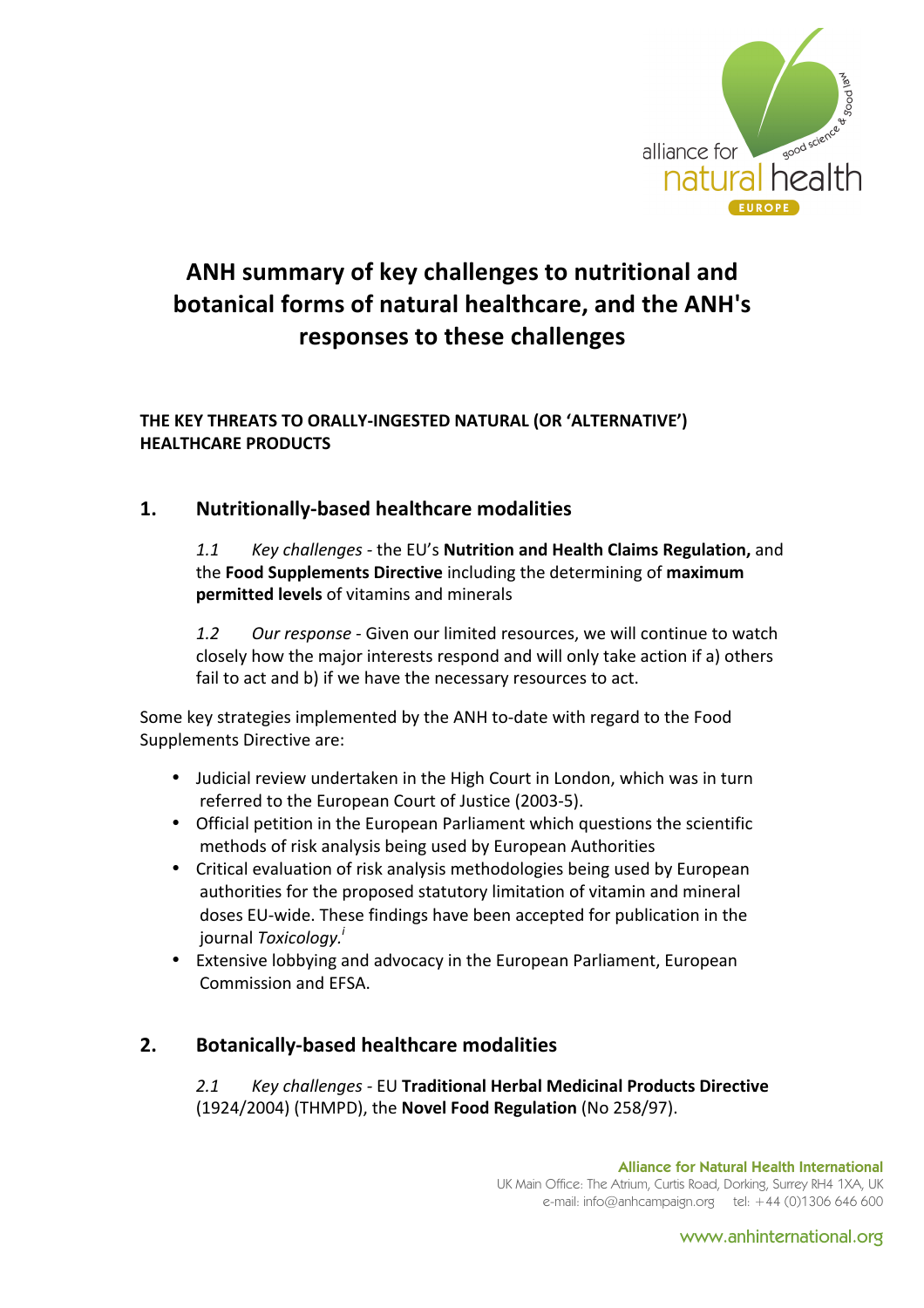# ANH summary of key challenges to nutritional and botanical forms of natural healthcare, and the ANH's responses to these challenges

**THE KEY THREATS TO ORALLY-INGESTED NATURAL (OR 'ALTERNATIVE') HEALTHCARE PRODUCTS**

## 1. Nutritionally-based healthcare modalities

*1.1 Key challenges* - the EU's **Nutrition and Health Claims Regulation,** and the **Food Supplements Directive** including the determining of **maximum permitted levels** of vitamins and minerals

*1.2 Our response* - Given our limited resources, we will continue to watch closely how the major interests respond and will only take action if a) others fail to act and b) if we have the necessary resources to act.

Some key strategies implemented by the ANH to-date with regard to the Food Supplements Directive are:

- Judicial review undertaken in the High Court in London, which was in turn referred to the European Court of Justice (2003-5).
- Official petition in the European Parliament which questions the scientific methods of risk analysis being used by European Authorities
- Critical evaluation of risk analysis methodologies being used by European authorities for the proposed statutory limitation of vitamin and mineral doses EU-wide. These findings have been accepted for publication in the journal *Toxicology.*[i]
- Extensive lobbying and advocacy in the European Parliament, European Commission and EFSA.

## 2. Botanically-based healthcare modalities

*2.1 Key challenges* - EU **Traditional Herbal Medicinal Products Directive** (1924/2004) (THMPD), the **Novel Food Regulation** (No 258/97).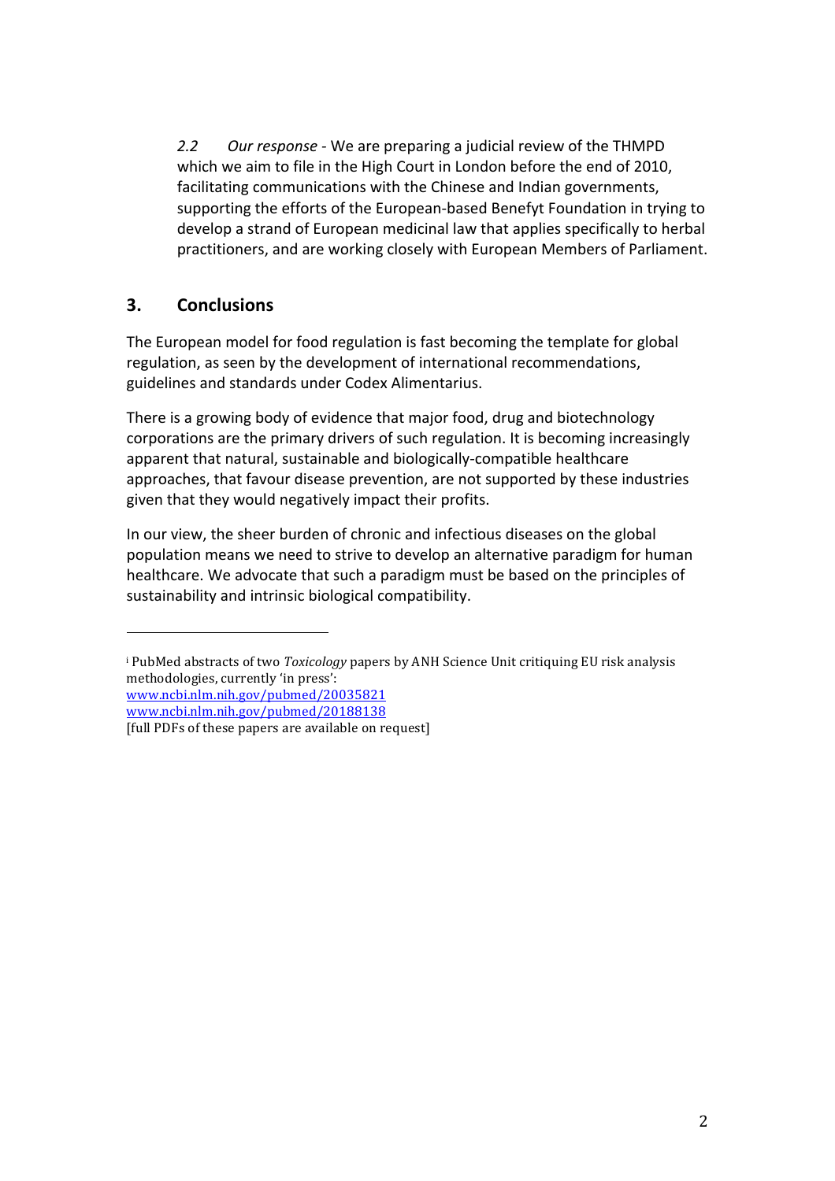*2.2 Our response* - We are preparing a judicial review of the THMPD which we aim to file in the High Court in London before the end of 2010, facilitating communications with the Chinese and Indian governments, supporting the efforts of the European-based Benefyt Foundation in trying to develop a strand of European medicinal law that applies specifically to herbal practitioners, and are working closely with European Members of Parliament.

## 3. Conclusions

The European model for food regulation is fast becoming the template for global regulation, as seen by the development of international recommendations, guidelines and standards under Codex Alimentarius.

There is a growing body of evidence that major food, drug and biotechnology corporations are the primary drivers of such regulation. It is becoming increasingly apparent that natural, sustainable and biologically-compatible healthcare approaches, that favour disease prevention, are not supported by these industries given that they would negatively impact their profits.

In our view, the sheer burden of chronic and infectious diseases on the global population means we need to strive to develop an alternative paradigm for human healthcare. We advocate that such a paradigm must be based on the principles of sustainability and intrinsic biological compatibility.

---

[i] PubMed abstracts of two *Toxicology* papers by ANH Science Unit critiquing EU risk analysis methodologies, currently 'in press':
www.ncbi.nlm.nih.gov/pubmed/20035821
www.ncbi.nlm.nih.gov/pubmed/20188138
[full PDFs of these papers are available on request]